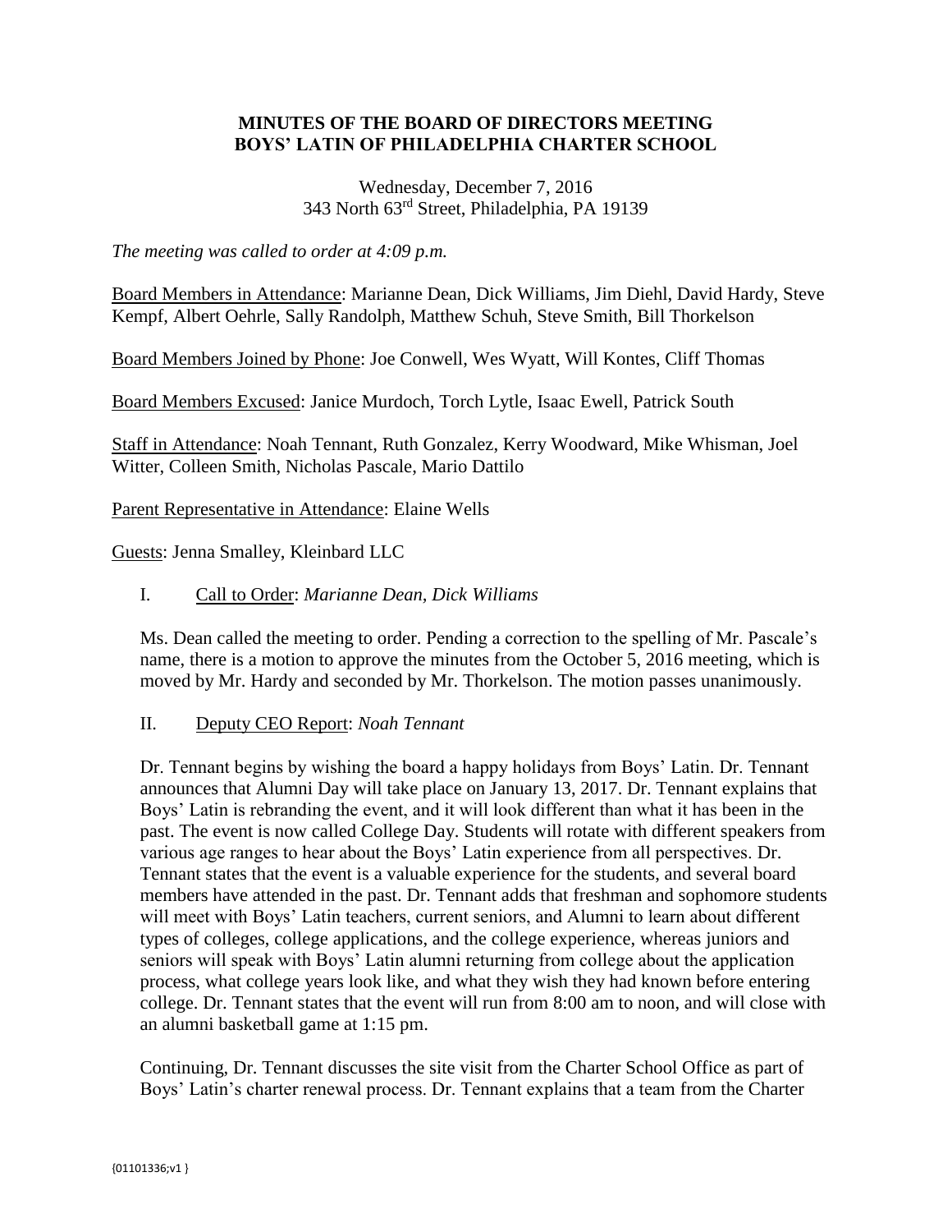# MINUTES OF THE BOARD OF DIRECTORS MEETING
# BOYS' LATIN OF PHILADELPHIA CHARTER SCHOOL

Wednesday, December 7, 2016
343 North 63rd Street, Philadelphia, PA 19139

*The meeting was called to order at 4:09 p.m.*

Board Members in Attendance: Marianne Dean, Dick Williams, Jim Diehl, David Hardy, Steve Kempf, Albert Oehrle, Sally Randolph, Matthew Schuh, Steve Smith, Bill Thorkelson

Board Members Joined by Phone: Joe Conwell, Wes Wyatt, Will Kontes, Cliff Thomas

Board Members Excused: Janice Murdoch, Torch Lytle, Isaac Ewell, Patrick South

Staff in Attendance: Noah Tennant, Ruth Gonzalez, Kerry Woodward, Mike Whisman, Joel Witter, Colleen Smith, Nicholas Pascale, Mario Dattilo

Parent Representative in Attendance: Elaine Wells

Guests: Jenna Smalley, Kleinbard LLC

I. Call to Order: *Marianne Dean, Dick Williams*

Ms. Dean called the meeting to order. Pending a correction to the spelling of Mr. Pascale's name, there is a motion to approve the minutes from the October 5, 2016 meeting, which is moved by Mr. Hardy and seconded by Mr. Thorkelson. The motion passes unanimously.

II. Deputy CEO Report: *Noah Tennant*

Dr. Tennant begins by wishing the board a happy holidays from Boys' Latin. Dr. Tennant announces that Alumni Day will take place on January 13, 2017. Dr. Tennant explains that Boys' Latin is rebranding the event, and it will look different than what it has been in the past. The event is now called College Day. Students will rotate with different speakers from various age ranges to hear about the Boys' Latin experience from all perspectives. Dr. Tennant states that the event is a valuable experience for the students, and several board members have attended in the past. Dr. Tennant adds that freshman and sophomore students will meet with Boys' Latin teachers, current seniors, and Alumni to learn about different types of colleges, college applications, and the college experience, whereas juniors and seniors will speak with Boys' Latin alumni returning from college about the application process, what college years look like, and what they wish they had known before entering college. Dr. Tennant states that the event will run from 8:00 am to noon, and will close with an alumni basketball game at 1:15 pm.

Continuing, Dr. Tennant discusses the site visit from the Charter School Office as part of Boys' Latin's charter renewal process. Dr. Tennant explains that a team from the Charter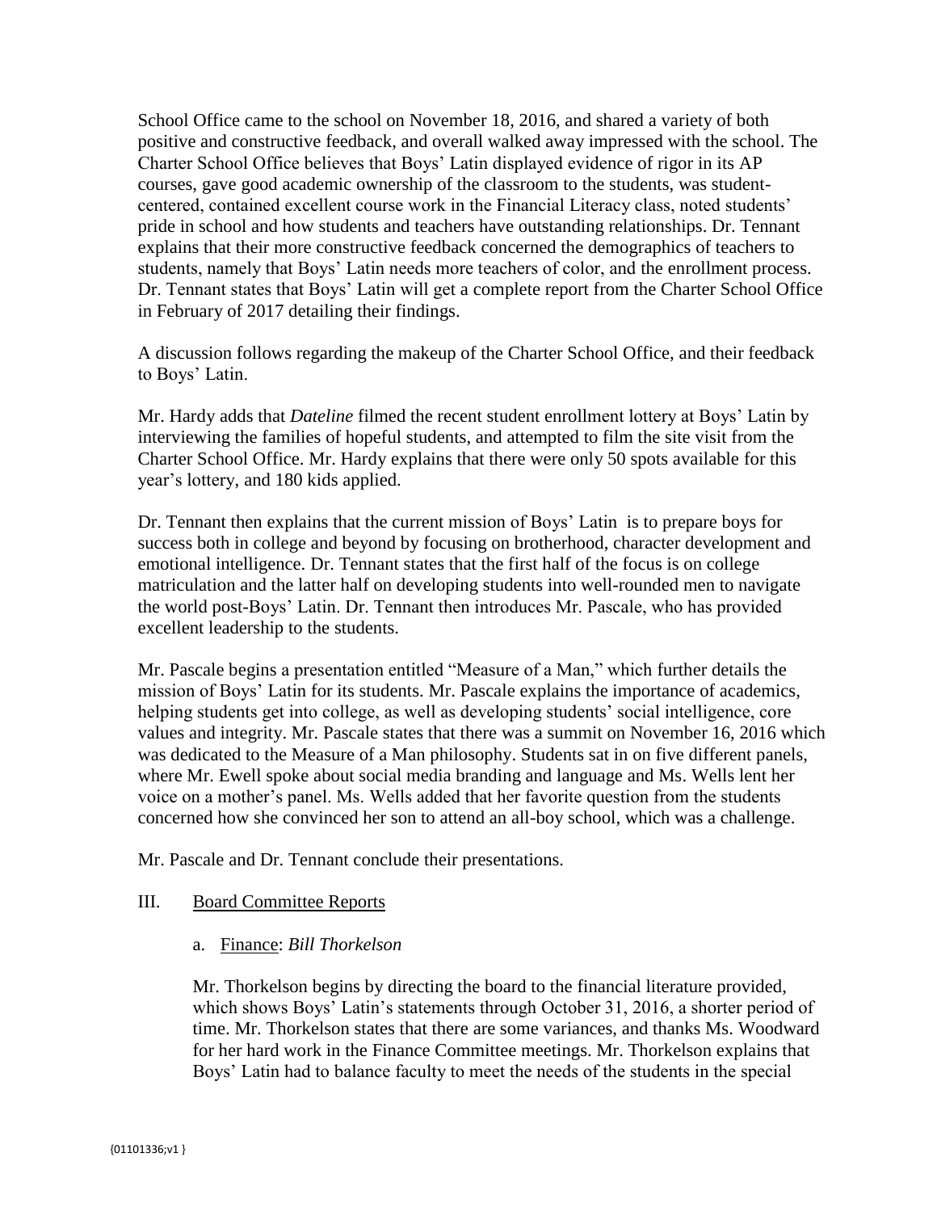School Office came to the school on November 18, 2016, and shared a variety of both positive and constructive feedback, and overall walked away impressed with the school. The Charter School Office believes that Boys' Latin displayed evidence of rigor in its AP courses, gave good academic ownership of the classroom to the students, was student-centered, contained excellent course work in the Financial Literacy class, noted students' pride in school and how students and teachers have outstanding relationships. Dr. Tennant explains that their more constructive feedback concerned the demographics of teachers to students, namely that Boys' Latin needs more teachers of color, and the enrollment process. Dr. Tennant states that Boys' Latin will get a complete report from the Charter School Office in February of 2017 detailing their findings.

A discussion follows regarding the makeup of the Charter School Office, and their feedback to Boys' Latin.

Mr. Hardy adds that *Dateline* filmed the recent student enrollment lottery at Boys' Latin by interviewing the families of hopeful students, and attempted to film the site visit from the Charter School Office. Mr. Hardy explains that there were only 50 spots available for this year's lottery, and 180 kids applied.

Dr. Tennant then explains that the current mission of Boys' Latin is to prepare boys for success both in college and beyond by focusing on brotherhood, character development and emotional intelligence. Dr. Tennant states that the first half of the focus is on college matriculation and the latter half on developing students into well-rounded men to navigate the world post-Boys' Latin. Dr. Tennant then introduces Mr. Pascale, who has provided excellent leadership to the students.

Mr. Pascale begins a presentation entitled "Measure of a Man," which further details the mission of Boys' Latin for its students. Mr. Pascale explains the importance of academics, helping students get into college, as well as developing students' social intelligence, core values and integrity. Mr. Pascale states that there was a summit on November 16, 2016 which was dedicated to the Measure of a Man philosophy. Students sat in on five different panels, where Mr. Ewell spoke about social media branding and language and Ms. Wells lent her voice on a mother's panel. Ms. Wells added that her favorite question from the students concerned how she convinced her son to attend an all-boy school, which was a challenge.

Mr. Pascale and Dr. Tennant conclude their presentations.

III. Board Committee Reports

a. Finance: *Bill Thorkelson*

Mr. Thorkelson begins by directing the board to the financial literature provided, which shows Boys' Latin's statements through October 31, 2016, a shorter period of time. Mr. Thorkelson states that there are some variances, and thanks Ms. Woodward for her hard work in the Finance Committee meetings. Mr. Thorkelson explains that Boys' Latin had to balance faculty to meet the needs of the students in the special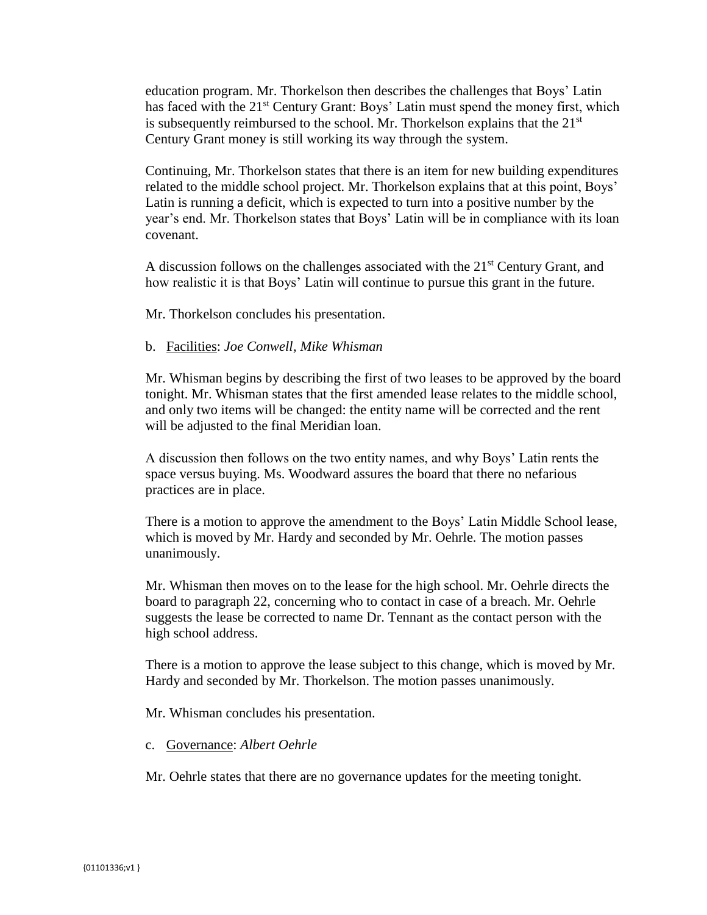education program. Mr. Thorkelson then describes the challenges that Boys' Latin has faced with the 21st Century Grant: Boys' Latin must spend the money first, which is subsequently reimbursed to the school. Mr. Thorkelson explains that the 21st Century Grant money is still working its way through the system.

Continuing, Mr. Thorkelson states that there is an item for new building expenditures related to the middle school project. Mr. Thorkelson explains that at this point, Boys' Latin is running a deficit, which is expected to turn into a positive number by the year's end. Mr. Thorkelson states that Boys' Latin will be in compliance with its loan covenant.

A discussion follows on the challenges associated with the 21st Century Grant, and how realistic it is that Boys' Latin will continue to pursue this grant in the future.

Mr. Thorkelson concludes his presentation.

b. Facilities: *Joe Conwell, Mike Whisman*

Mr. Whisman begins by describing the first of two leases to be approved by the board tonight. Mr. Whisman states that the first amended lease relates to the middle school, and only two items will be changed: the entity name will be corrected and the rent will be adjusted to the final Meridian loan.

A discussion then follows on the two entity names, and why Boys' Latin rents the space versus buying. Ms. Woodward assures the board that there no nefarious practices are in place.

There is a motion to approve the amendment to the Boys' Latin Middle School lease, which is moved by Mr. Hardy and seconded by Mr. Oehrle. The motion passes unanimously.

Mr. Whisman then moves on to the lease for the high school. Mr. Oehrle directs the board to paragraph 22, concerning who to contact in case of a breach. Mr. Oehrle suggests the lease be corrected to name Dr. Tennant as the contact person with the high school address.

There is a motion to approve the lease subject to this change, which is moved by Mr. Hardy and seconded by Mr. Thorkelson. The motion passes unanimously.

Mr. Whisman concludes his presentation.

c. Governance: *Albert Oehrle*

Mr. Oehrle states that there are no governance updates for the meeting tonight.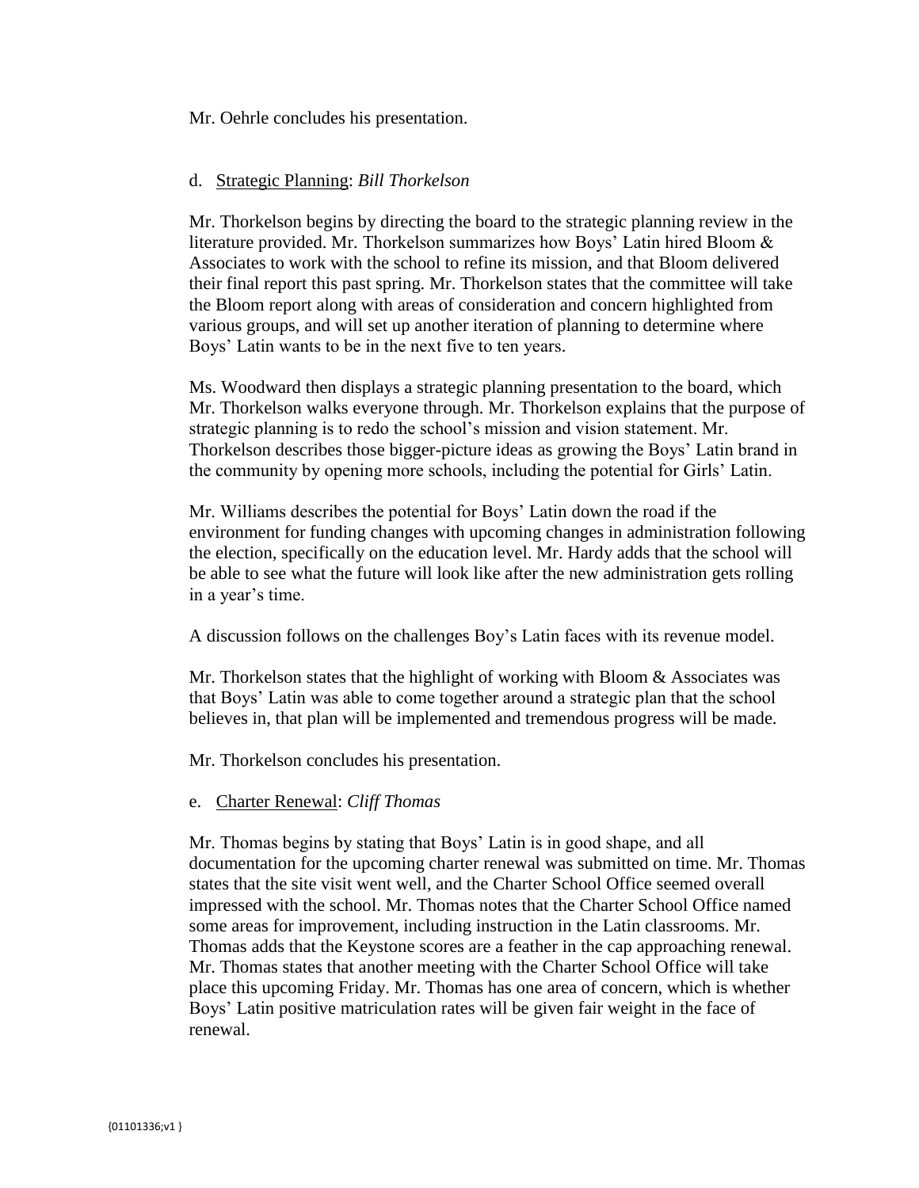Mr. Oehrle concludes his presentation.

d. Strategic Planning: *Bill Thorkelson*

Mr. Thorkelson begins by directing the board to the strategic planning review in the literature provided. Mr. Thorkelson summarizes how Boys' Latin hired Bloom & Associates to work with the school to refine its mission, and that Bloom delivered their final report this past spring. Mr. Thorkelson states that the committee will take the Bloom report along with areas of consideration and concern highlighted from various groups, and will set up another iteration of planning to determine where Boys' Latin wants to be in the next five to ten years.

Ms. Woodward then displays a strategic planning presentation to the board, which Mr. Thorkelson walks everyone through. Mr. Thorkelson explains that the purpose of strategic planning is to redo the school's mission and vision statement. Mr. Thorkelson describes those bigger-picture ideas as growing the Boys' Latin brand in the community by opening more schools, including the potential for Girls' Latin.

Mr. Williams describes the potential for Boys' Latin down the road if the environment for funding changes with upcoming changes in administration following the election, specifically on the education level. Mr. Hardy adds that the school will be able to see what the future will look like after the new administration gets rolling in a year's time.

A discussion follows on the challenges Boy's Latin faces with its revenue model.

Mr. Thorkelson states that the highlight of working with Bloom & Associates was that Boys' Latin was able to come together around a strategic plan that the school believes in, that plan will be implemented and tremendous progress will be made.

Mr. Thorkelson concludes his presentation.

e. Charter Renewal: *Cliff Thomas*

Mr. Thomas begins by stating that Boys' Latin is in good shape, and all documentation for the upcoming charter renewal was submitted on time. Mr. Thomas states that the site visit went well, and the Charter School Office seemed overall impressed with the school. Mr. Thomas notes that the Charter School Office named some areas for improvement, including instruction in the Latin classrooms. Mr. Thomas adds that the Keystone scores are a feather in the cap approaching renewal. Mr. Thomas states that another meeting with the Charter School Office will take place this upcoming Friday. Mr. Thomas has one area of concern, which is whether Boys' Latin positive matriculation rates will be given fair weight in the face of renewal.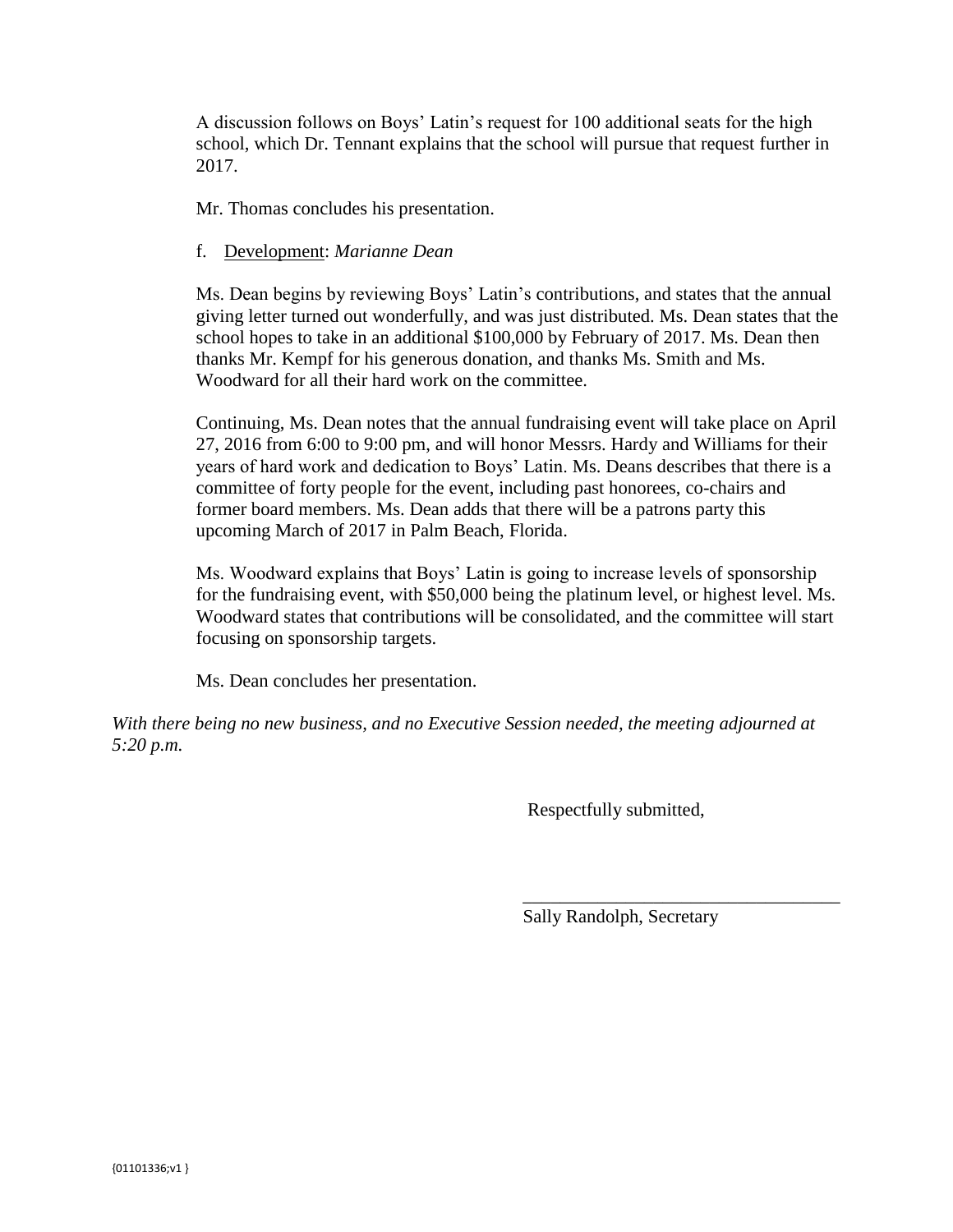A discussion follows on Boys' Latin's request for 100 additional seats for the high school, which Dr. Tennant explains that the school will pursue that request further in 2017.

Mr. Thomas concludes his presentation.

f. Development: *Marianne Dean*

Ms. Dean begins by reviewing Boys' Latin's contributions, and states that the annual giving letter turned out wonderfully, and was just distributed. Ms. Dean states that the school hopes to take in an additional $100,000 by February of 2017. Ms. Dean then thanks Mr. Kempf for his generous donation, and thanks Ms. Smith and Ms. Woodward for all their hard work on the committee.

Continuing, Ms. Dean notes that the annual fundraising event will take place on April 27, 2016 from 6:00 to 9:00 pm, and will honor Messrs. Hardy and Williams for their years of hard work and dedication to Boys' Latin. Ms. Deans describes that there is a committee of forty people for the event, including past honorees, co-chairs and former board members. Ms. Dean adds that there will be a patrons party this upcoming March of 2017 in Palm Beach, Florida.

Ms. Woodward explains that Boys' Latin is going to increase levels of sponsorship for the fundraising event, with $50,000 being the platinum level, or highest level. Ms. Woodward states that contributions will be consolidated, and the committee will start focusing on sponsorship targets.

Ms. Dean concludes her presentation.

*With there being no new business, and no Executive Session needed, the meeting adjourned at 5:20 p.m.*

Respectfully submitted,

\_\_\_\_\_\_\_\_\_\_\_\_\_\_\_\_\_\_\_\_\_\_\_\_\_\_\_\_\_\_\_\_\_\_

Sally Randolph, Secretary

{01101336;v1 }